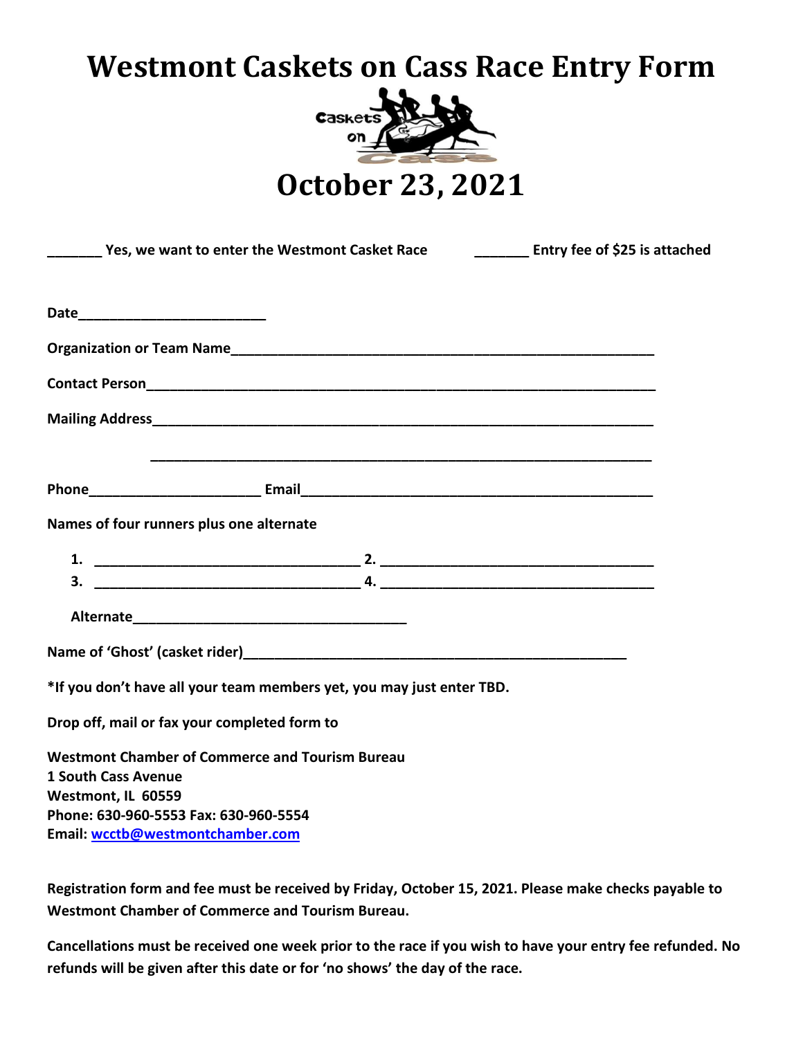# Westmont Caskets on Cass Race Entry Form

# October 23, 2021

**_______ Yes, we want to enter the Westmont Casket Race** **_______ Entry fee of $25 is attached**

**Date________________________**

**Organization or Team Name_______________________________________________________**

**Contact Person_______________________________________________________________**

**Mailing Address______________________________________________________________**

**_________________________________________________________________**

**Phone______________________ Email___________________________________________**

**Names of four runners plus one alternate**

1. **__________________________________** 2. **___________________________________**
3. **__________________________________** 4. **___________________________________**

**Alternate___________________________________**

**Name of 'Ghost' (casket rider)___________________________________________________**

***If you don't have all your team members yet, you may just enter TBD.**

**Drop off, mail or fax your completed form to**

**Westmont Chamber of Commerce and Tourism Bureau**
**1 South Cass Avenue**
**Westmont, IL 60559**
**Phone: 630-960-5553 Fax: 630-960-5554**
**Email: wcctb@westmontchamber.com**

**Registration form and fee must be received by Friday, October 15, 2021. Please make checks payable to Westmont Chamber of Commerce and Tourism Bureau.**

**Cancellations must be received one week prior to the race if you wish to have your entry fee refunded. No refunds will be given after this date or for 'no shows' the day of the race.**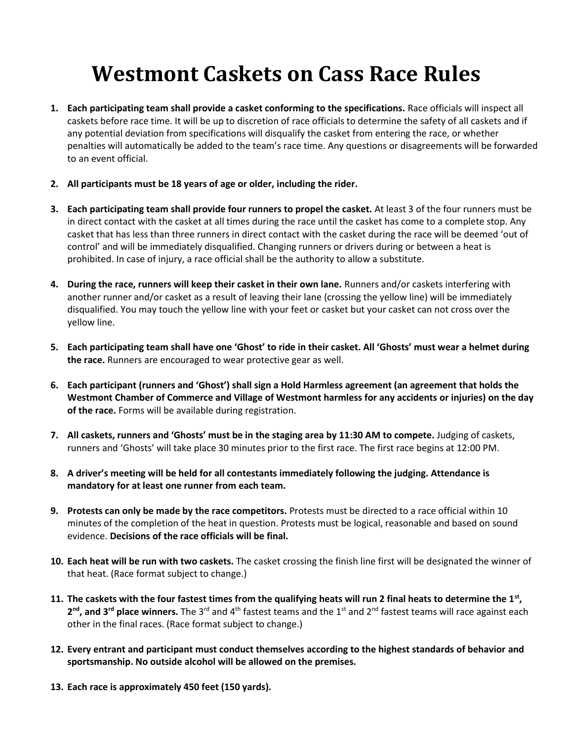# Westmont Caskets on Cass Race Rules

1. **Each participating team shall provide a casket conforming to the specifications.** Race officials will inspect all caskets before race time. It will be up to discretion of race officials to determine the safety of all caskets and if any potential deviation from specifications will disqualify the casket from entering the race, or whether penalties will automatically be added to the team's race time. Any questions or disagreements will be forwarded to an event official.

2. **All participants must be 18 years of age or older, including the rider.**

3. **Each participating team shall provide four runners to propel the casket.** At least 3 of the four runners must be in direct contact with the casket at all times during the race until the casket has come to a complete stop. Any casket that has less than three runners in direct contact with the casket during the race will be deemed 'out of control' and will be immediately disqualified. Changing runners or drivers during or between a heat is prohibited. In case of injury, a race official shall be the authority to allow a substitute.

4. **During the race, runners will keep their casket in their own lane.** Runners and/or caskets interfering with another runner and/or casket as a result of leaving their lane (crossing the yellow line) will be immediately disqualified. You may touch the yellow line with your feet or casket but your casket can not cross over the yellow line.

5. **Each participating team shall have one 'Ghost' to ride in their casket. All 'Ghosts' must wear a helmet during the race.** Runners are encouraged to wear protective gear as well.

6. **Each participant (runners and 'Ghost') shall sign a Hold Harmless agreement (an agreement that holds the Westmont Chamber of Commerce and Village of Westmont harmless for any accidents or injuries) on the day of the race.** Forms will be available during registration.

7. **All caskets, runners and 'Ghosts' must be in the staging area by 11:30 AM to compete.** Judging of caskets, runners and 'Ghosts' will take place 30 minutes prior to the first race. The first race begins at 12:00 PM.

8. **A driver's meeting will be held for all contestants immediately following the judging. Attendance is mandatory for at least one runner from each team.**

9. **Protests can only be made by the race competitors.** Protests must be directed to a race official within 10 minutes of the completion of the heat in question. Protests must be logical, reasonable and based on sound evidence. **Decisions of the race officials will be final.**

10. **Each heat will be run with two caskets.** The casket crossing the finish line first will be designated the winner of that heat. (Race format subject to change.)

11. **The caskets with the four fastest times from the qualifying heats will run 2 final heats to determine the 1st, 2nd, and 3rd place winners.** The 3rd and 4th fastest teams and the 1st and 2nd fastest teams will race against each other in the final races. (Race format subject to change.)

12. **Every entrant and participant must conduct themselves according to the highest standards of behavior and sportsmanship. No outside alcohol will be allowed on the premises.**

13. **Each race is approximately 450 feet (150 yards).**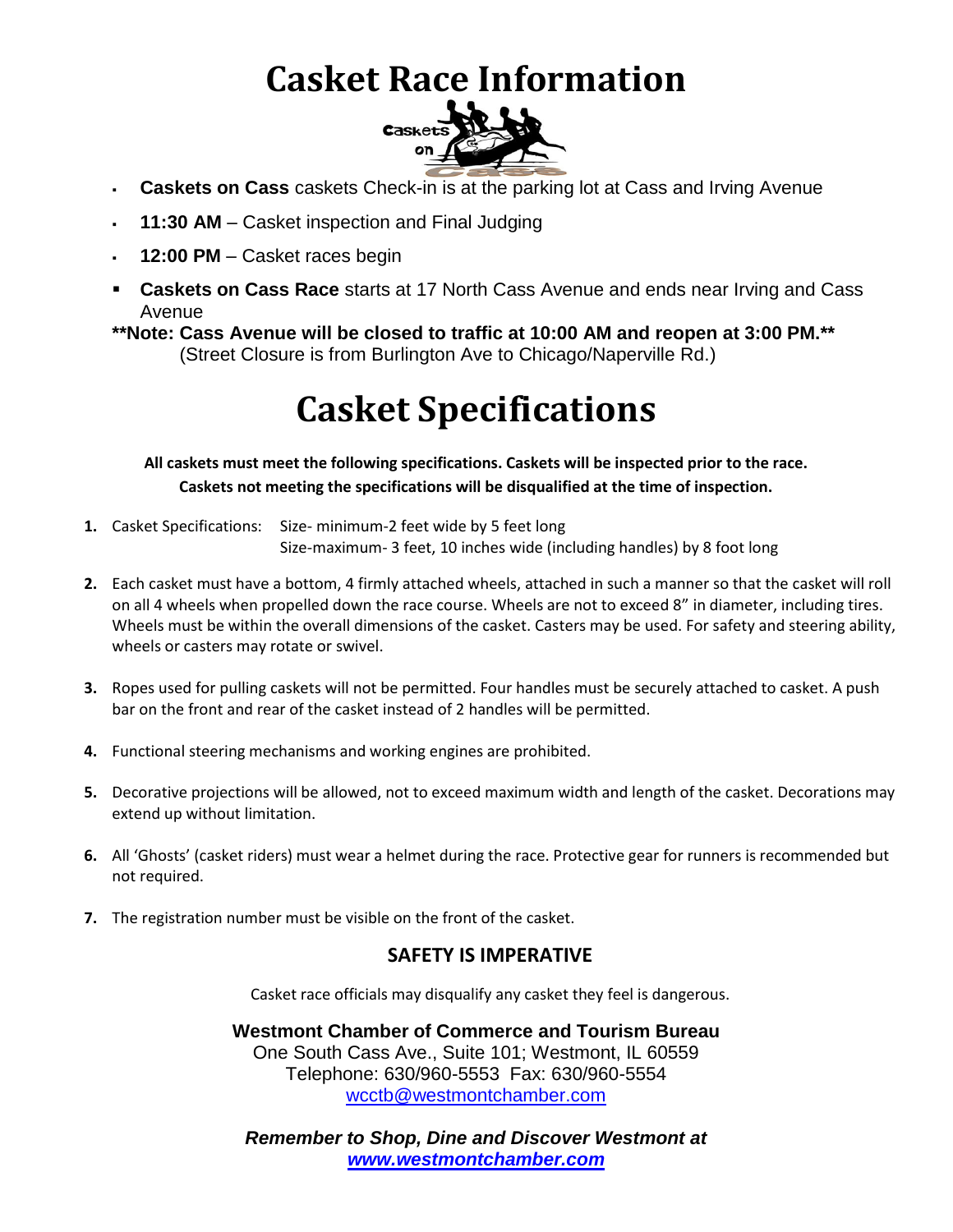# Casket Race Information

- **Caskets on Cass** caskets Check-in is at the parking lot at Cass and Irving Avenue
- **11:30 AM** – Casket inspection and Final Judging
- **12:00 PM** – Casket races begin
- **Caskets on Cass Race** starts at 17 North Cass Avenue and ends near Irving and Cass Avenue

**\*\*Note: Cass Avenue will be closed to traffic at 10:00 AM and reopen at 3:00 PM.\*\***
(Street Closure is from Burlington Ave to Chicago/Naperville Rd.)

# Casket Specifications

**All caskets must meet the following specifications. Caskets will be inspected prior to the race. Caskets not meeting the specifications will be disqualified at the time of inspection.**

1. Casket Specifications: Size- minimum-2 feet wide by 5 feet long
   Size-maximum- 3 feet, 10 inches wide (including handles) by 8 foot long

2. Each casket must have a bottom, 4 firmly attached wheels, attached in such a manner so that the casket will roll on all 4 wheels when propelled down the race course. Wheels are not to exceed 8" in diameter, including tires. Wheels must be within the overall dimensions of the casket. Casters may be used. For safety and steering ability, wheels or casters may rotate or swivel.

3. Ropes used for pulling caskets will not be permitted. Four handles must be securely attached to casket. A push bar on the front and rear of the casket instead of 2 handles will be permitted.

4. Functional steering mechanisms and working engines are prohibited.

5. Decorative projections will be allowed, not to exceed maximum width and length of the casket. Decorations may extend up without limitation.

6. All 'Ghosts' (casket riders) must wear a helmet during the race. Protective gear for runners is recommended but not required.

7. The registration number must be visible on the front of the casket.

## SAFETY IS IMPERATIVE

Casket race officials may disqualify any casket they feel is dangerous.

**Westmont Chamber of Commerce and Tourism Bureau**
One South Cass Ave., Suite 101; Westmont, IL 60559
Telephone: 630/960-5553 Fax: 630/960-5554
wcctb@westmontchamber.com

***Remember to Shop, Dine and Discover Westmont at www.westmontchamber.com***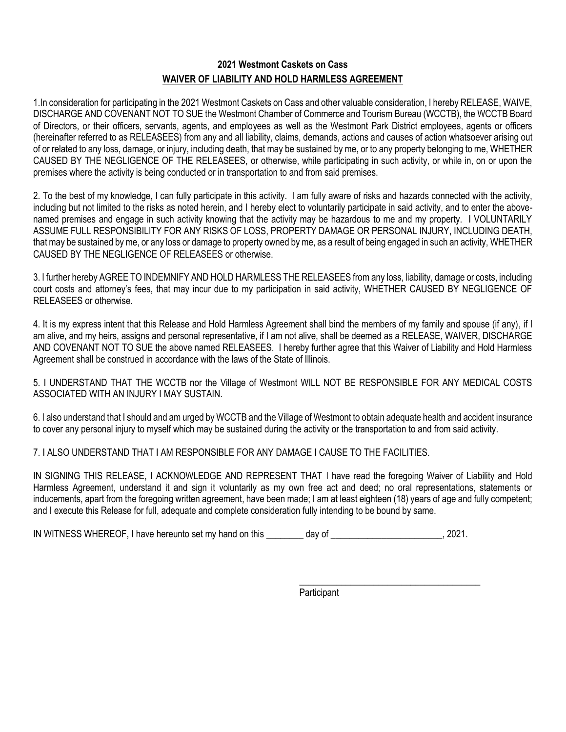**2021 Westmont Caskets on Cass**

**WAIVER OF LIABILITY AND HOLD HARMLESS AGREEMENT**

1.In consideration for participating in the 2021 Westmont Caskets on Cass and other valuable consideration, I hereby RELEASE, WAIVE, DISCHARGE AND COVENANT NOT TO SUE the Westmont Chamber of Commerce and Tourism Bureau (WCCTB), the WCCTB Board of Directors, or their officers, servants, agents, and employees as well as the Westmont Park District employees, agents or officers (hereinafter referred to as RELEASEES) from any and all liability, claims, demands, actions and causes of action whatsoever arising out of or related to any loss, damage, or injury, including death, that may be sustained by me, or to any property belonging to me, WHETHER CAUSED BY THE NEGLIGENCE OF THE RELEASEES, or otherwise, while participating in such activity, or while in, on or upon the premises where the activity is being conducted or in transportation to and from said premises.

2. To the best of my knowledge, I can fully participate in this activity. I am fully aware of risks and hazards connected with the activity, including but not limited to the risks as noted herein, and I hereby elect to voluntarily participate in said activity, and to enter the above-named premises and engage in such activity knowing that the activity may be hazardous to me and my property. I VOLUNTARILY ASSUME FULL RESPONSIBILITY FOR ANY RISKS OF LOSS, PROPERTY DAMAGE OR PERSONAL INJURY, INCLUDING DEATH, that may be sustained by me, or any loss or damage to property owned by me, as a result of being engaged in such an activity, WHETHER CAUSED BY THE NEGLIGENCE OF RELEASEES or otherwise.

3. I further hereby AGREE TO INDEMNIFY AND HOLD HARMLESS THE RELEASEES from any loss, liability, damage or costs, including court costs and attorney's fees, that may incur due to my participation in said activity, WHETHER CAUSED BY NEGLIGENCE OF RELEASEES or otherwise.

4. It is my express intent that this Release and Hold Harmless Agreement shall bind the members of my family and spouse (if any), if I am alive, and my heirs, assigns and personal representative, if I am not alive, shall be deemed as a RELEASE, WAIVER, DISCHARGE AND COVENANT NOT TO SUE the above named RELEASEES. I hereby further agree that this Waiver of Liability and Hold Harmless Agreement shall be construed in accordance with the laws of the State of Illinois.

5. I UNDERSTAND THAT THE WCCTB nor the Village of Westmont WILL NOT BE RESPONSIBLE FOR ANY MEDICAL COSTS ASSOCIATED WITH AN INJURY I MAY SUSTAIN.

6. I also understand that I should and am urged by WCCTB and the Village of Westmont to obtain adequate health and accident insurance to cover any personal injury to myself which may be sustained during the activity or the transportation to and from said activity.

7. I ALSO UNDERSTAND THAT I AM RESPONSIBLE FOR ANY DAMAGE I CAUSE TO THE FACILITIES.

IN SIGNING THIS RELEASE, I ACKNOWLEDGE AND REPRESENT THAT I have read the foregoing Waiver of Liability and Hold Harmless Agreement, understand it and sign it voluntarily as my own free act and deed; no oral representations, statements or inducements, apart from the foregoing written agreement, have been made; I am at least eighteen (18) years of age and fully competent; and I execute this Release for full, adequate and complete consideration fully intending to be bound by same.

IN WITNESS WHEREOF, I have hereunto set my hand on this ________ day of ________________________, 2021.

_______________________________________
Participant